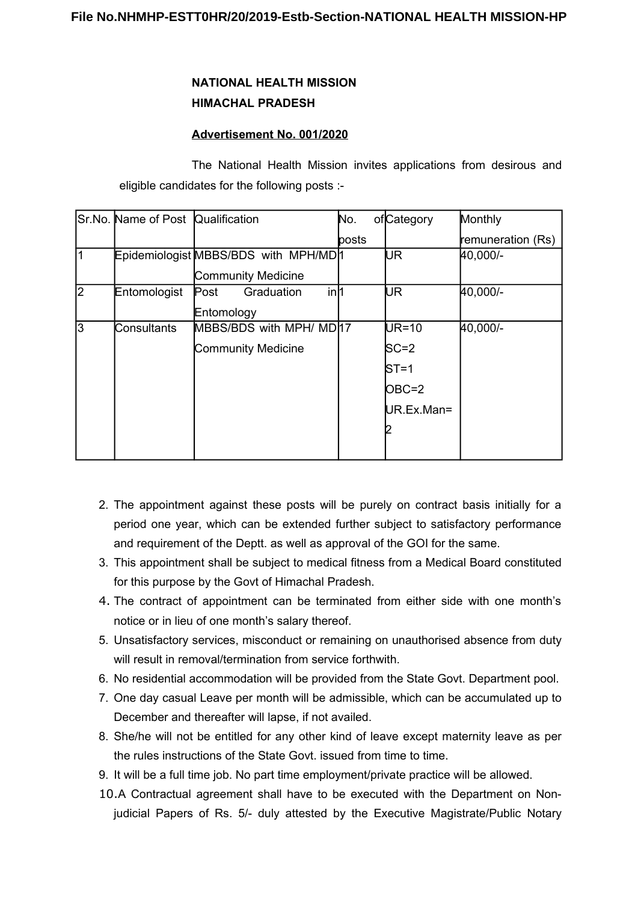**NATIONAL HEALTH MISSION**
**HIMACHAL PRADESH**

**Advertisement No. 001/2020**

The National Health Mission invites applications from desirous and eligible candidates for the following posts :-

| Sr.No. | Name of Post | Qualification | No. of posts | Category | Monthly remuneration (Rs) |
|---|---|---|---|---|---|
| 1 | Epidemiologist | MBBS/BDS with MPH/MD Community Medicine | 1 | UR | 40,000/- |
| 2 | Entomologist | Post Graduation in Entomology | 1 | UR | 40,000/- |
| 3 | Consultants | MBBS/BDS with MPH/ MD Community Medicine | 17 | UR=10<br>SC=2<br>ST=1<br>OBC=2<br>UR.Ex.Man=2 | 40,000/- |

2. The appointment against these posts will be purely on contract basis initially for a period one year, which can be extended further subject to satisfactory performance and requirement of the Deptt. as well as approval of the GOI for the same.
3. This appointment shall be subject to medical fitness from a Medical Board constituted for this purpose by the Govt of Himachal Pradesh.
4. The contract of appointment can be terminated from either side with one month's notice or in lieu of one month's salary thereof.
5. Unsatisfactory services, misconduct or remaining on unauthorised absence from duty will result in removal/termination from service forthwith.
6. No residential accommodation will be provided from the State Govt. Department pool.
7. One day casual Leave per month will be admissible, which can be accumulated up to December and thereafter will lapse, if not availed.
8. She/he will not be entitled for any other kind of leave except maternity leave as per the rules instructions of the State Govt. issued from time to time.
9. It will be a full time job. No part time employment/private practice will be allowed.
10. A Contractual agreement shall have to be executed with the Department on Non-judicial Papers of Rs. 5/- duly attested by the Executive Magistrate/Public Notary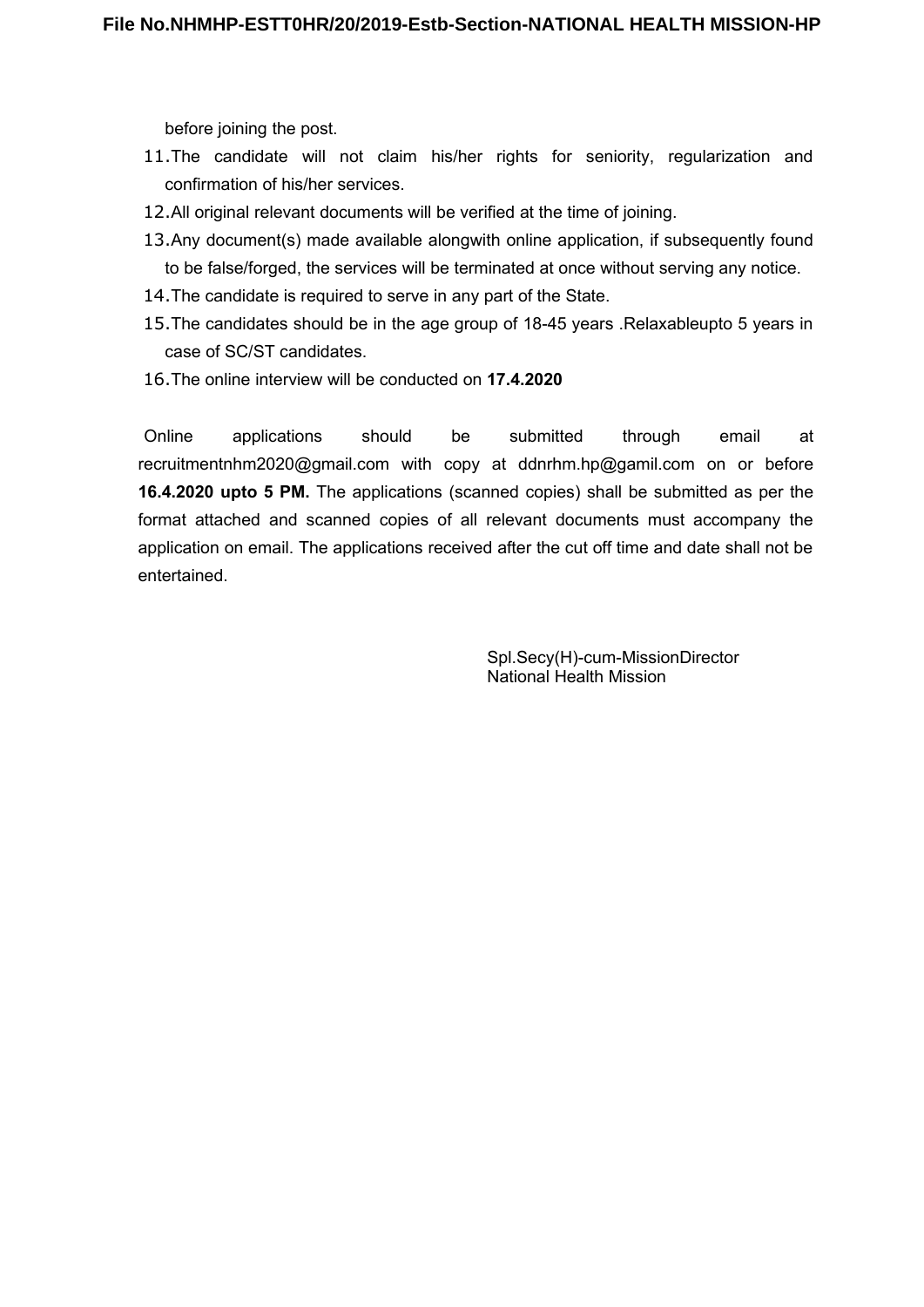before joining the post.

11. The candidate will not claim his/her rights for seniority, regularization and confirmation of his/her services.
12. All original relevant documents will be verified at the time of joining.
13. Any document(s) made available alongwith online application, if subsequently found to be false/forged, the services will be terminated at once without serving any notice.
14. The candidate is required to serve in any part of the State.
15. The candidates should be in the age group of 18-45 years .Relaxableupto 5 years in case of SC/ST candidates.
16. The online interview will be conducted on **17.4.2020**

Online applications should be submitted through email at recruitmentnhm2020@gmail.com with copy at ddnrhm.hp@gamil.com on or before **16.4.2020 upto 5 PM.** The applications (scanned copies) shall be submitted as per the format attached and scanned copies of all relevant documents must accompany the application on email. The applications received after the cut off time and date shall not be entertained.

Spl.Secy(H)-cum-MissionDirector
National Health Mission